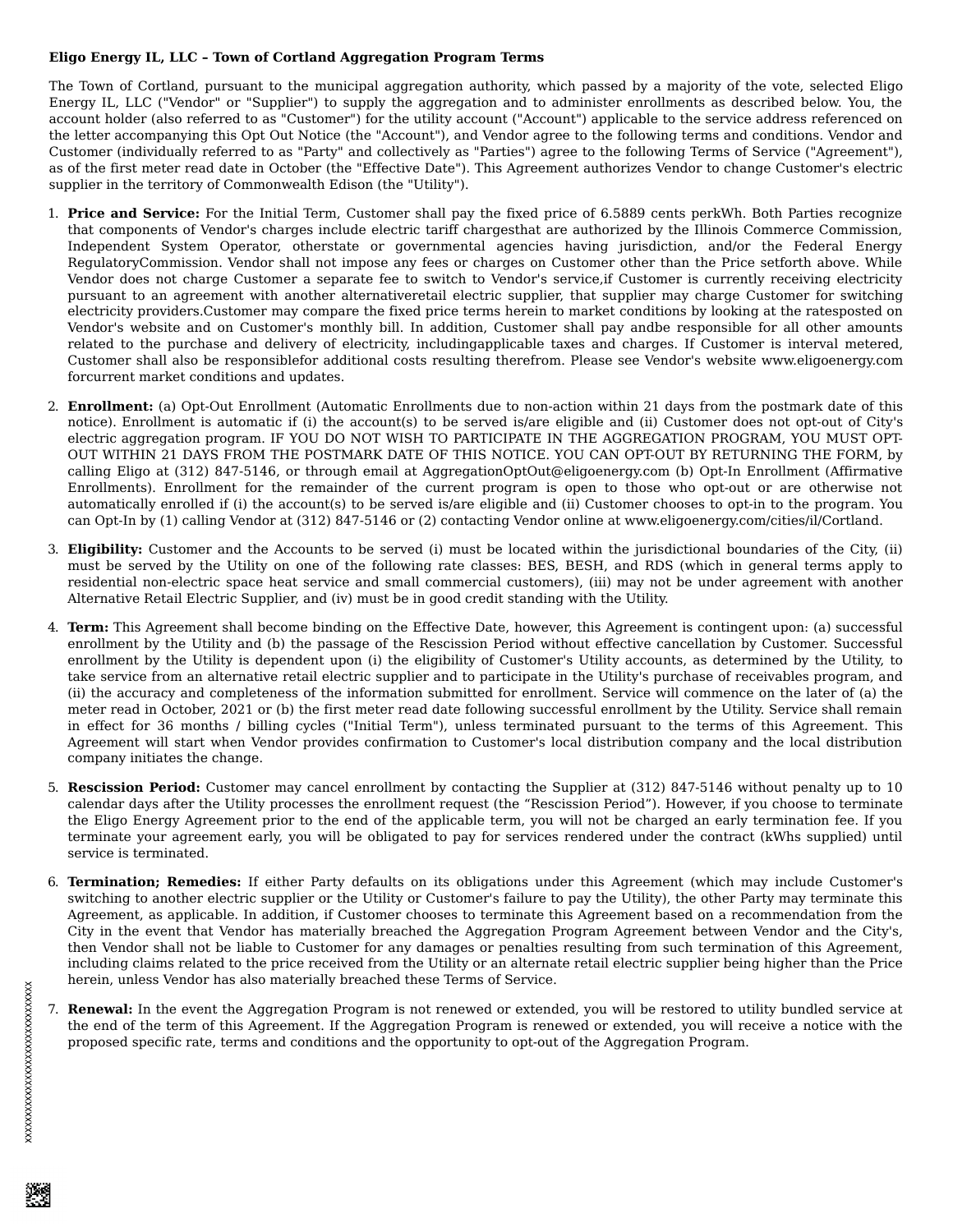**Eligo Energy IL, LLC – Town of Cortland Aggregation Program Terms**

The Town of Cortland, pursuant to the municipal aggregation authority, which passed by a majority of the vote, selected Eligo Energy IL, LLC ("Vendor" or "Supplier") to supply the aggregation and to administer enrollments as described below. You, the account holder (also referred to as "Customer") for the utility account ("Account") applicable to the service address referenced on the letter accompanying this Opt Out Notice (the "Account"), and Vendor agree to the following terms and conditions. Vendor and Customer (individually referred to as "Party" and collectively as "Parties") agree to the following Terms of Service ("Agreement"), as of the first meter read date in October (the "Effective Date"). This Agreement authorizes Vendor to change Customer's electric supplier in the territory of Commonwealth Edison (the "Utility").

1. **Price and Service:** For the Initial Term, Customer shall pay the fixed price of 6.5889 cents perkWh. Both Parties recognize that components of Vendor's charges include electric tariff chargesthat are authorized by the Illinois Commerce Commission, Independent System Operator, otherstate or governmental agencies having jurisdiction, and/or the Federal Energy RegulatoryCommission. Vendor shall not impose any fees or charges on Customer other than the Price setforth above. While Vendor does not charge Customer a separate fee to switch to Vendor's service,if Customer is currently receiving electricity pursuant to an agreement with another alternativeretail electric supplier, that supplier may charge Customer for switching electricity providers.Customer may compare the fixed price terms herein to market conditions by looking at the ratesposted on Vendor's website and on Customer's monthly bill. In addition, Customer shall pay andbe responsible for all other amounts related to the purchase and delivery of electricity, includingapplicable taxes and charges. If Customer is interval metered, Customer shall also be responsiblefor additional costs resulting therefrom. Please see Vendor's website www.eligoenergy.com forcurrent market conditions and updates.

2. **Enrollment:** (a) Opt-Out Enrollment (Automatic Enrollments due to non-action within 21 days from the postmark date of this notice). Enrollment is automatic if (i) the account(s) to be served is/are eligible and (ii) Customer does not opt-out of City's electric aggregation program. IF YOU DO NOT WISH TO PARTICIPATE IN THE AGGREGATION PROGRAM, YOU MUST OPT-OUT WITHIN 21 DAYS FROM THE POSTMARK DATE OF THIS NOTICE. YOU CAN OPT-OUT BY RETURNING THE FORM, by calling Eligo at (312) 847-5146, or through email at AggregationOptOut@eligoenergy.com (b) Opt-In Enrollment (Affirmative Enrollments). Enrollment for the remainder of the current program is open to those who opt-out or are otherwise not automatically enrolled if (i) the account(s) to be served is/are eligible and (ii) Customer chooses to opt-in to the program. You can Opt-In by (1) calling Vendor at (312) 847-5146 or (2) contacting Vendor online at www.eligoenergy.com/cities/il/Cortland.

3. **Eligibility:** Customer and the Accounts to be served (i) must be located within the jurisdictional boundaries of the City, (ii) must be served by the Utility on one of the following rate classes: BES, BESH, and RDS (which in general terms apply to residential non-electric space heat service and small commercial customers), (iii) may not be under agreement with another Alternative Retail Electric Supplier, and (iv) must be in good credit standing with the Utility.

4. **Term:** This Agreement shall become binding on the Effective Date, however, this Agreement is contingent upon: (a) successful enrollment by the Utility and (b) the passage of the Rescission Period without effective cancellation by Customer. Successful enrollment by the Utility is dependent upon (i) the eligibility of Customer's Utility accounts, as determined by the Utility, to take service from an alternative retail electric supplier and to participate in the Utility's purchase of receivables program, and (ii) the accuracy and completeness of the information submitted for enrollment. Service will commence on the later of (a) the meter read in October, 2021 or (b) the first meter read date following successful enrollment by the Utility. Service shall remain in effect for 36 months / billing cycles ("Initial Term"), unless terminated pursuant to the terms of this Agreement. This Agreement will start when Vendor provides confirmation to Customer's local distribution company and the local distribution company initiates the change.

5. **Rescission Period:** Customer may cancel enrollment by contacting the Supplier at (312) 847-5146 without penalty up to 10 calendar days after the Utility processes the enrollment request (the “Rescission Period”). However, if you choose to terminate the Eligo Energy Agreement prior to the end of the applicable term, you will not be charged an early termination fee. If you terminate your agreement early, you will be obligated to pay for services rendered under the contract (kWhs supplied) until service is terminated.

6. **Termination; Remedies:** If either Party defaults on its obligations under this Agreement (which may include Customer's switching to another electric supplier or the Utility or Customer's failure to pay the Utility), the other Party may terminate this Agreement, as applicable. In addition, if Customer chooses to terminate this Agreement based on a recommendation from the City in the event that Vendor has materially breached the Aggregation Program Agreement between Vendor and the City's, then Vendor shall not be liable to Customer for any damages or penalties resulting from such termination of this Agreement, including claims related to the price received from the Utility or an alternate retail electric supplier being higher than the Price herein, unless Vendor has also materially breached these Terms of Service.

7. **Renewal:** In the event the Aggregation Program is not renewed or extended, you will be restored to utility bundled service at the end of the term of this Agreement. If the Aggregation Program is renewed or extended, you will receive a notice with the proposed specific rate, terms and conditions and the opportunity to opt-out of the Aggregation Program.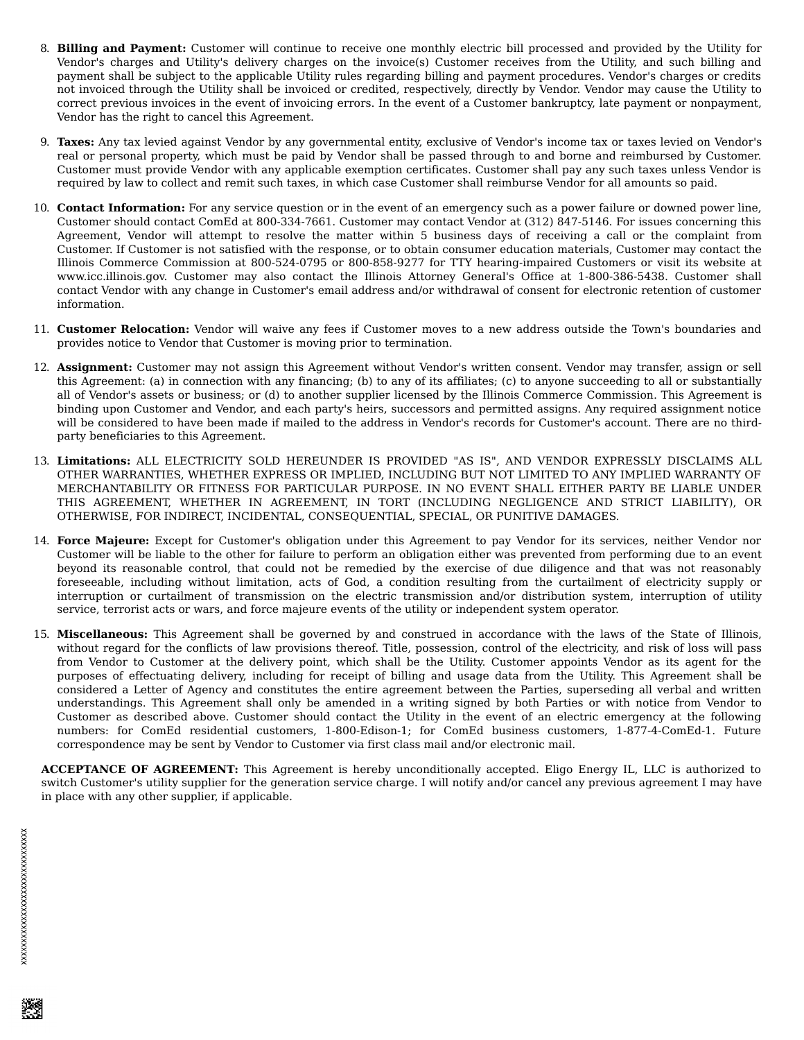8. **Billing and Payment:** Customer will continue to receive one monthly electric bill processed and provided by the Utility for Vendor's charges and Utility's delivery charges on the invoice(s) Customer receives from the Utility, and such billing and payment shall be subject to the applicable Utility rules regarding billing and payment procedures. Vendor's charges or credits not invoiced through the Utility shall be invoiced or credited, respectively, directly by Vendor. Vendor may cause the Utility to correct previous invoices in the event of invoicing errors. In the event of a Customer bankruptcy, late payment or nonpayment, Vendor has the right to cancel this Agreement.

9. **Taxes:** Any tax levied against Vendor by any governmental entity, exclusive of Vendor's income tax or taxes levied on Vendor's real or personal property, which must be paid by Vendor shall be passed through to and borne and reimbursed by Customer. Customer must provide Vendor with any applicable exemption certificates. Customer shall pay any such taxes unless Vendor is required by law to collect and remit such taxes, in which case Customer shall reimburse Vendor for all amounts so paid.

10. **Contact Information:** For any service question or in the event of an emergency such as a power failure or downed power line, Customer should contact ComEd at 800-334-7661. Customer may contact Vendor at (312) 847-5146. For issues concerning this Agreement, Vendor will attempt to resolve the matter within 5 business days of receiving a call or the complaint from Customer. If Customer is not satisfied with the response, or to obtain consumer education materials, Customer may contact the Illinois Commerce Commission at 800-524-0795 or 800-858-9277 for TTY hearing-impaired Customers or visit its website at www.icc.illinois.gov. Customer may also contact the Illinois Attorney General's Office at 1-800-386-5438. Customer shall contact Vendor with any change in Customer's email address and/or withdrawal of consent for electronic retention of customer information.

11. **Customer Relocation:** Vendor will waive any fees if Customer moves to a new address outside the Town's boundaries and provides notice to Vendor that Customer is moving prior to termination.

12. **Assignment:** Customer may not assign this Agreement without Vendor's written consent. Vendor may transfer, assign or sell this Agreement: (a) in connection with any financing; (b) to any of its affiliates; (c) to anyone succeeding to all or substantially all of Vendor's assets or business; or (d) to another supplier licensed by the Illinois Commerce Commission. This Agreement is binding upon Customer and Vendor, and each party's heirs, successors and permitted assigns. Any required assignment notice will be considered to have been made if mailed to the address in Vendor's records for Customer's account. There are no third-party beneficiaries to this Agreement.

13. **Limitations:** ALL ELECTRICITY SOLD HEREUNDER IS PROVIDED "AS IS", AND VENDOR EXPRESSLY DISCLAIMS ALL OTHER WARRANTIES, WHETHER EXPRESS OR IMPLIED, INCLUDING BUT NOT LIMITED TO ANY IMPLIED WARRANTY OF MERCHANTABILITY OR FITNESS FOR PARTICULAR PURPOSE. IN NO EVENT SHALL EITHER PARTY BE LIABLE UNDER THIS AGREEMENT, WHETHER IN AGREEMENT, IN TORT (INCLUDING NEGLIGENCE AND STRICT LIABILITY), OR OTHERWISE, FOR INDIRECT, INCIDENTAL, CONSEQUENTIAL, SPECIAL, OR PUNITIVE DAMAGES.

14. **Force Majeure:** Except for Customer's obligation under this Agreement to pay Vendor for its services, neither Vendor nor Customer will be liable to the other for failure to perform an obligation either was prevented from performing due to an event beyond its reasonable control, that could not be remedied by the exercise of due diligence and that was not reasonably foreseeable, including without limitation, acts of God, a condition resulting from the curtailment of electricity supply or interruption or curtailment of transmission on the electric transmission and/or distribution system, interruption of utility service, terrorist acts or wars, and force majeure events of the utility or independent system operator.

15. **Miscellaneous:** This Agreement shall be governed by and construed in accordance with the laws of the State of Illinois, without regard for the conflicts of law provisions thereof. Title, possession, control of the electricity, and risk of loss will pass from Vendor to Customer at the delivery point, which shall be the Utility. Customer appoints Vendor as its agent for the purposes of effectuating delivery, including for receipt of billing and usage data from the Utility. This Agreement shall be considered a Letter of Agency and constitutes the entire agreement between the Parties, superseding all verbal and written understandings. This Agreement shall only be amended in a writing signed by both Parties or with notice from Vendor to Customer as described above. Customer should contact the Utility in the event of an electric emergency at the following numbers: for ComEd residential customers, 1-800-Edison-1; for ComEd business customers, 1-877-4-ComEd-1. Future correspondence may be sent by Vendor to Customer via first class mail and/or electronic mail.

**ACCEPTANCE OF AGREEMENT:** This Agreement is hereby unconditionally accepted. Eligo Energy IL, LLC is authorized to switch Customer's utility supplier for the generation service charge. I will notify and/or cancel any previous agreement I may have in place with any other supplier, if applicable.